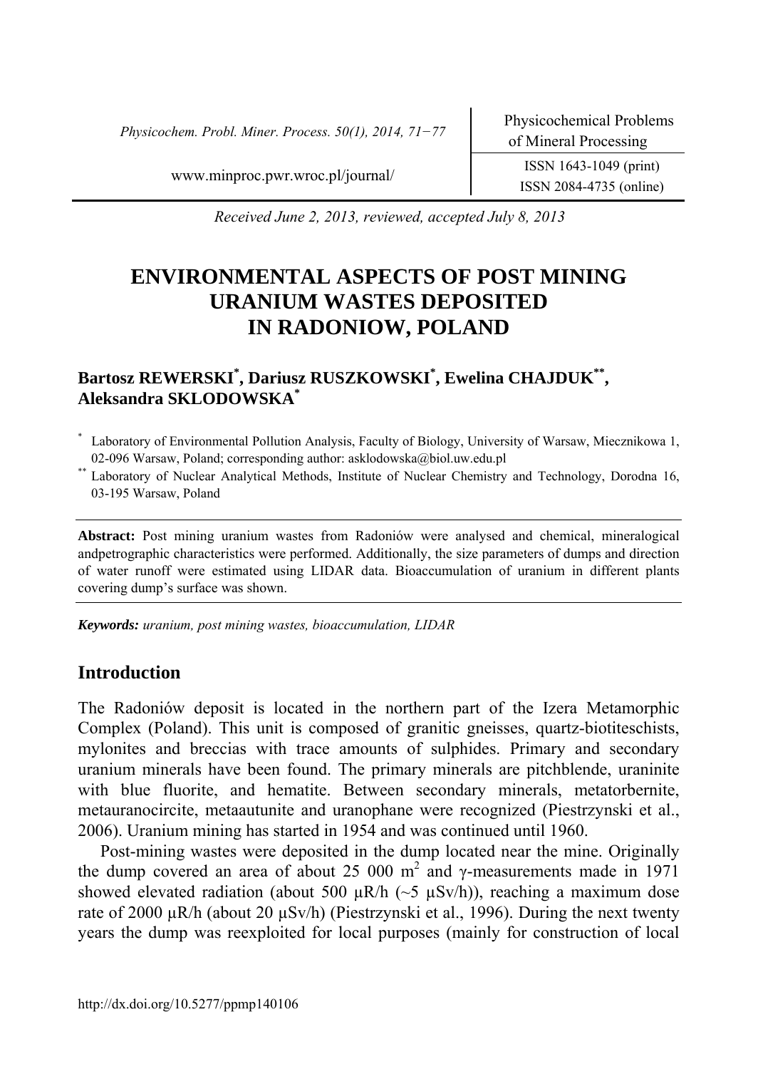Received June 2, 2013, reviewed, accepted July 8, 2013

# ENVIRONMENTAL ASPECTS OF POST MINING URANIUM WASTES DEPOSITED IN RADONIOW, POLAND

**Bartosz REWERSKI[*], Dariusz RUSZKOWSKI[*], Ewelina CHAJDUK[**], Aleksandra SKLODOWSKA[*]**

[*] Laboratory of Environmental Pollution Analysis, Faculty of Biology, University of Warsaw, Miecznikowa 1, 02-096 Warsaw, Poland; corresponding author: asklodowska@biol.uw.edu.pl

[**] Laboratory of Nuclear Analytical Methods, Institute of Nuclear Chemistry and Technology, Dorodna 16, 03-195 Warsaw, Poland

**Abstract:** Post mining uranium wastes from Radoniów were analysed and chemical, mineralogical andpetrographic characteristics were performed. Additionally, the size parameters of dumps and direction of water runoff were estimated using LIDAR data. Bioaccumulation of uranium in different plants covering dump's surface was shown.

***Keywords:*** *uranium, post mining wastes, bioaccumulation, LIDAR*

## Introduction

The Radoniów deposit is located in the northern part of the Izera Metamorphic Complex (Poland). This unit is composed of granitic gneisses, quartz-biotiteschists, mylonites and breccias with trace amounts of sulphides. Primary and secondary uranium minerals have been found. The primary minerals are pitchblende, uraninite with blue fluorite, and hematite. Between secondary minerals, metatorbernite, metauranocircite, metaautunite and uranophane were recognized (Piestrzynski et al., 2006). Uranium mining has started in 1954 and was continued until 1960.

Post-mining wastes were deposited in the dump located near the mine. Originally the dump covered an area of about 25 000 $m^2$ and γ-measurements made in 1971 showed elevated radiation (about 500 μR/h (~5 μSv/h)), reaching a maximum dose rate of 2000 μR/h (about 20 μSv/h) (Piestrzynski et al., 1996). During the next twenty years the dump was reexploited for local purposes (mainly for construction of local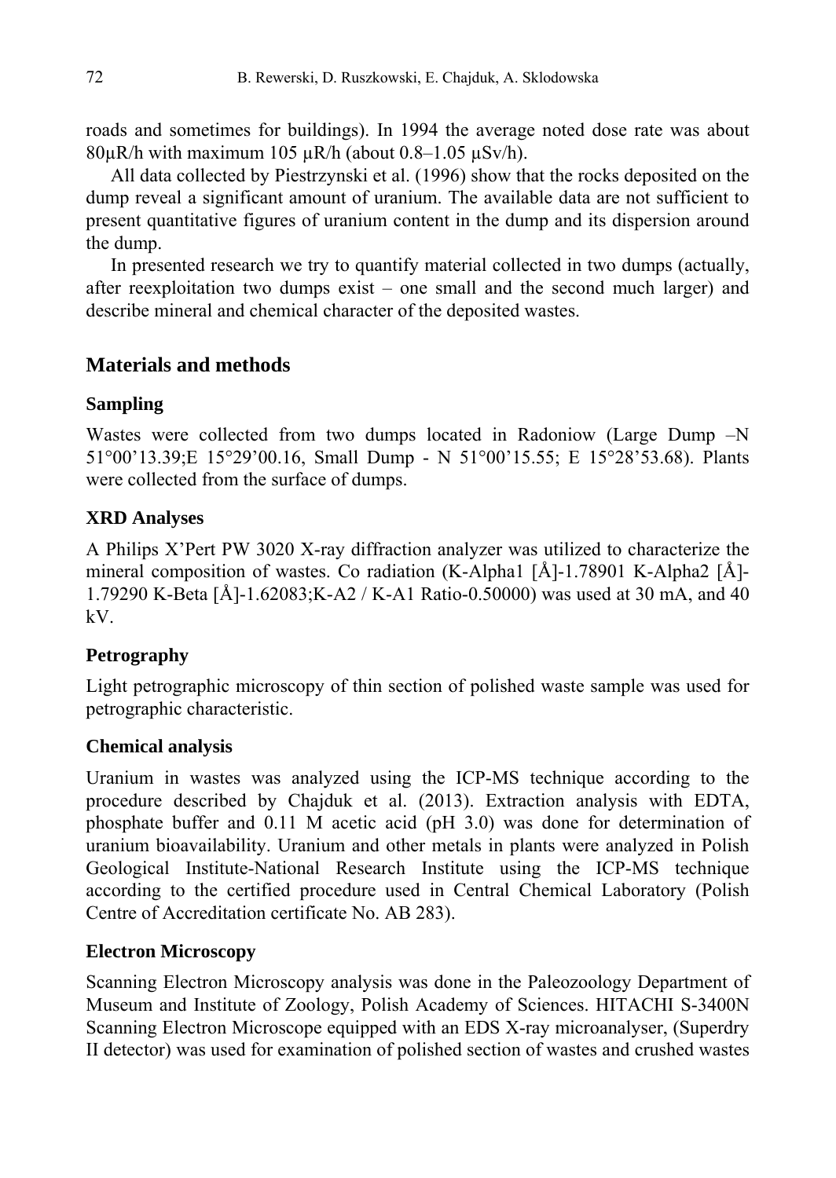roads and sometimes for buildings). In 1994 the average noted dose rate was about 80μR/h with maximum 105 μR/h (about 0.8–1.05 μSv/h).

All data collected by Piestrzynski et al. (1996) show that the rocks deposited on the dump reveal a significant amount of uranium. The available data are not sufficient to present quantitative figures of uranium content in the dump and its dispersion around the dump.

In presented research we try to quantify material collected in two dumps (actually, after reexploitation two dumps exist – one small and the second much larger) and describe mineral and chemical character of the deposited wastes.

## Materials and methods

### Sampling

Wastes were collected from two dumps located in Radoniow (Large Dump –N 51°00'13.39;E 15°29'00.16, Small Dump - N 51°00'15.55; E 15°28'53.68). Plants were collected from the surface of dumps.

### XRD Analyses

A Philips X'Pert PW 3020 X-ray diffraction analyzer was utilized to characterize the mineral composition of wastes. Co radiation (K-Alpha1 [Å]-1.78901 K-Alpha2 [Å]-1.79290 K-Beta [Å]-1.62083;K-A2 / K-A1 Ratio-0.50000) was used at 30 mA, and 40 kV.

### Petrography

Light petrographic microscopy of thin section of polished waste sample was used for petrographic characteristic.

### Chemical analysis

Uranium in wastes was analyzed using the ICP-MS technique according to the procedure described by Chajduk et al. (2013). Extraction analysis with EDTA, phosphate buffer and 0.11 M acetic acid (pH 3.0) was done for determination of uranium bioavailability. Uranium and other metals in plants were analyzed in Polish Geological Institute-National Research Institute using the ICP-MS technique according to the certified procedure used in Central Chemical Laboratory (Polish Centre of Accreditation certificate No. AB 283).

### Electron Microscopy

Scanning Electron Microscopy analysis was done in the Paleozoology Department of Museum and Institute of Zoology, Polish Academy of Sciences. HITACHI S-3400N Scanning Electron Microscope equipped with an EDS X-ray microanalyser, (Superdry II detector) was used for examination of polished section of wastes and crushed wastes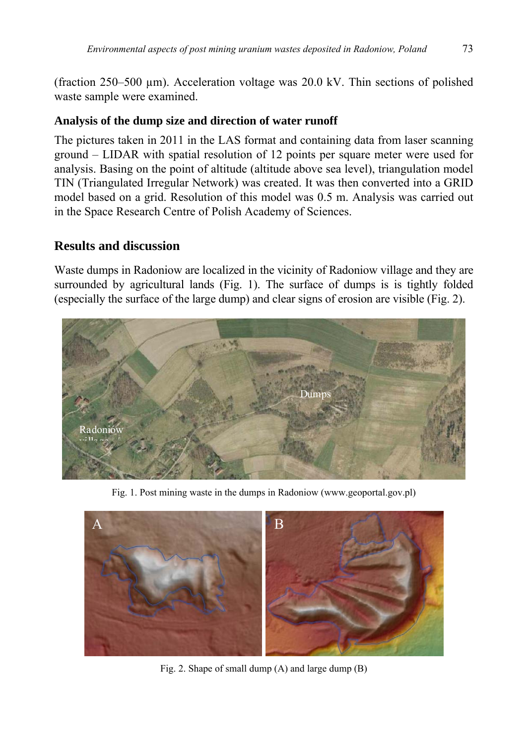(fraction 250–500 μm). Acceleration voltage was 20.0 kV. Thin sections of polished waste sample were examined.

### Analysis of the dump size and direction of water runoff

The pictures taken in 2011 in the LAS format and containing data from laser scanning ground – LIDAR with spatial resolution of 12 points per square meter were used for analysis. Basing on the point of altitude (altitude above sea level), triangulation model TIN (Triangulated Irregular Network) was created. It was then converted into a GRID model based on a grid. Resolution of this model was 0.5 m. Analysis was carried out in the Space Research Centre of Polish Academy of Sciences.

## Results and discussion

Waste dumps in Radoniow are localized in the vicinity of Radoniow village and they are surrounded by agricultural lands (Fig. 1). The surface of dumps is is tightly folded (especially the surface of the large dump) and clear signs of erosion are visible (Fig. 2).

Fig. 1. Post mining waste in the dumps in Radoniow (www.geoportal.gov.pl)

Fig. 2. Shape of small dump (A) and large dump (B)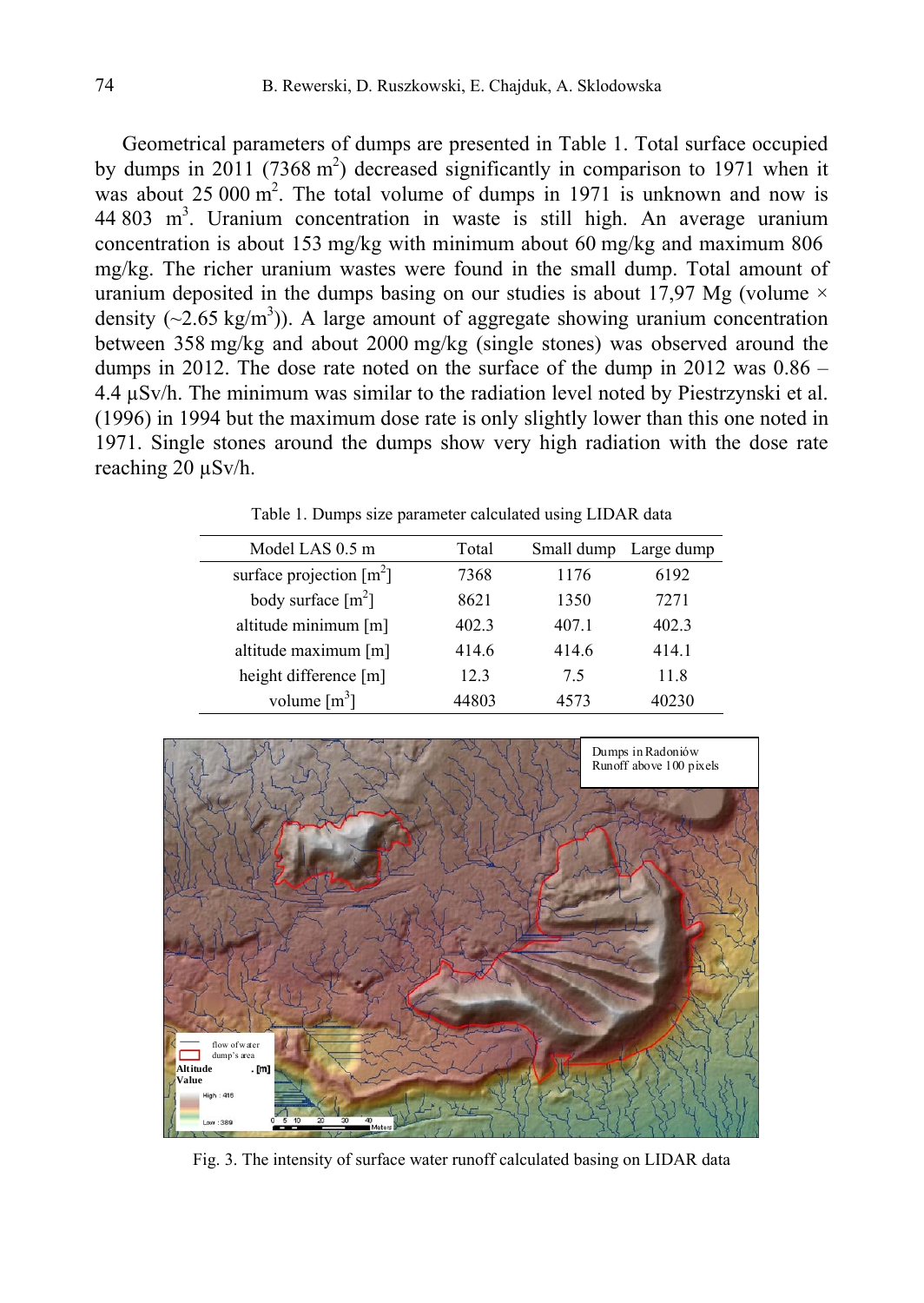Geometrical parameters of dumps are presented in Table 1. Total surface occupied by dumps in 2011 (7368 $m^2$) decreased significantly in comparison to 1971 when it was about 25 000 $m^2$. The total volume of dumps in 1971 is unknown and now is 44 803 $m^3$. Uranium concentration in waste is still high. An average uranium concentration is about 153 mg/kg with minimum about 60 mg/kg and maximum 806 mg/kg. The richer uranium wastes were found in the small dump. Total amount of uranium deposited in the dumps basing on our studies is about 17,97 Mg (volume × density (~2.65 kg/$m^3$)). A large amount of aggregate showing uranium concentration between 358 mg/kg and about 2000 mg/kg (single stones) was observed around the dumps in 2012. The dose rate noted on the surface of the dump in 2012 was 0.86 – 4.4 μSv/h. The minimum was similar to the radiation level noted by Piestrzynski et al. (1996) in 1994 but the maximum dose rate is only slightly lower than this one noted in 1971. Single stones around the dumps show very high radiation with the dose rate reaching 20 μSv/h.

Table 1. Dumps size parameter calculated using LIDAR data

| Model LAS 0.5 m | Total | Small dump | Large dump |
|---|---|---|---|
| surface projection [$m^2$] | 7368 | 1176 | 6192 |
| body surface [$m^2$] | 8621 | 1350 | 7271 |
| altitude minimum [m] | 402.3 | 407.1 | 402.3 |
| altitude maximum [m] | 414.6 | 414.6 | 414.1 |
| height difference [m] | 12.3 | 7.5 | 11.8 |
| volume [$m^3$] | 44803 | 4573 | 40230 |

Fig. 3. The intensity of surface water runoff calculated basing on LIDAR data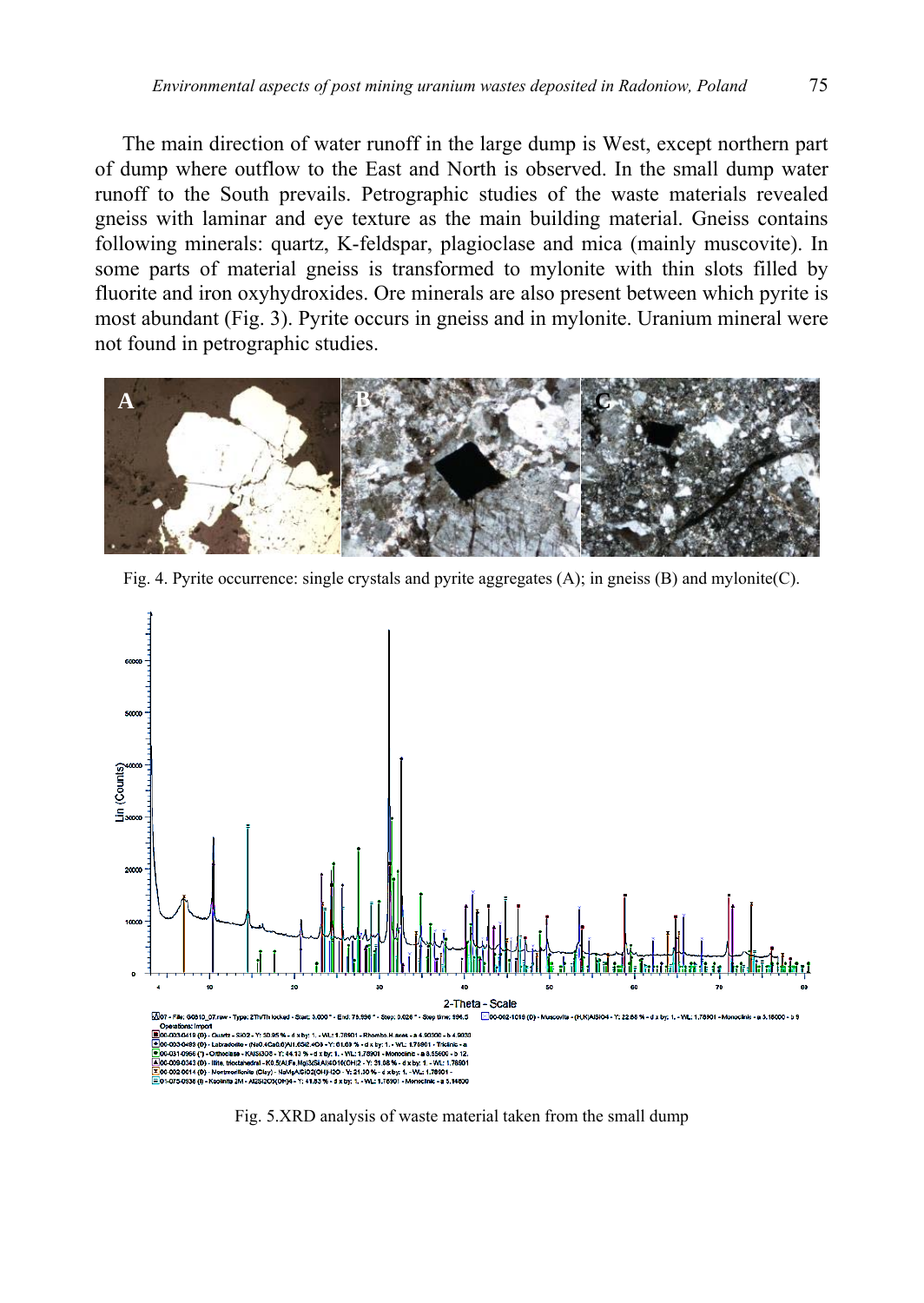The main direction of water runoff in the large dump is West, except northern part of dump where outflow to the East and North is observed. In the small dump water runoff to the South prevails. Petrographic studies of the waste materials revealed gneiss with laminar and eye texture as the main building material. Gneiss contains following minerals: quartz, K-feldspar, plagioclase and mica (mainly muscovite). In some parts of material gneiss is transformed to mylonite with thin slots filled by fluorite and iron oxyhydroxides. Ore minerals are also present between which pyrite is most abundant (Fig. 3). Pyrite occurs in gneiss and in mylonite. Uranium mineral were not found in petrographic studies.

Fig. 4. Pyrite occurrence: single crystals and pyrite aggregates (A); in gneiss (B) and mylonite(C).

Fig. 5.XRD analysis of waste material taken from the small dump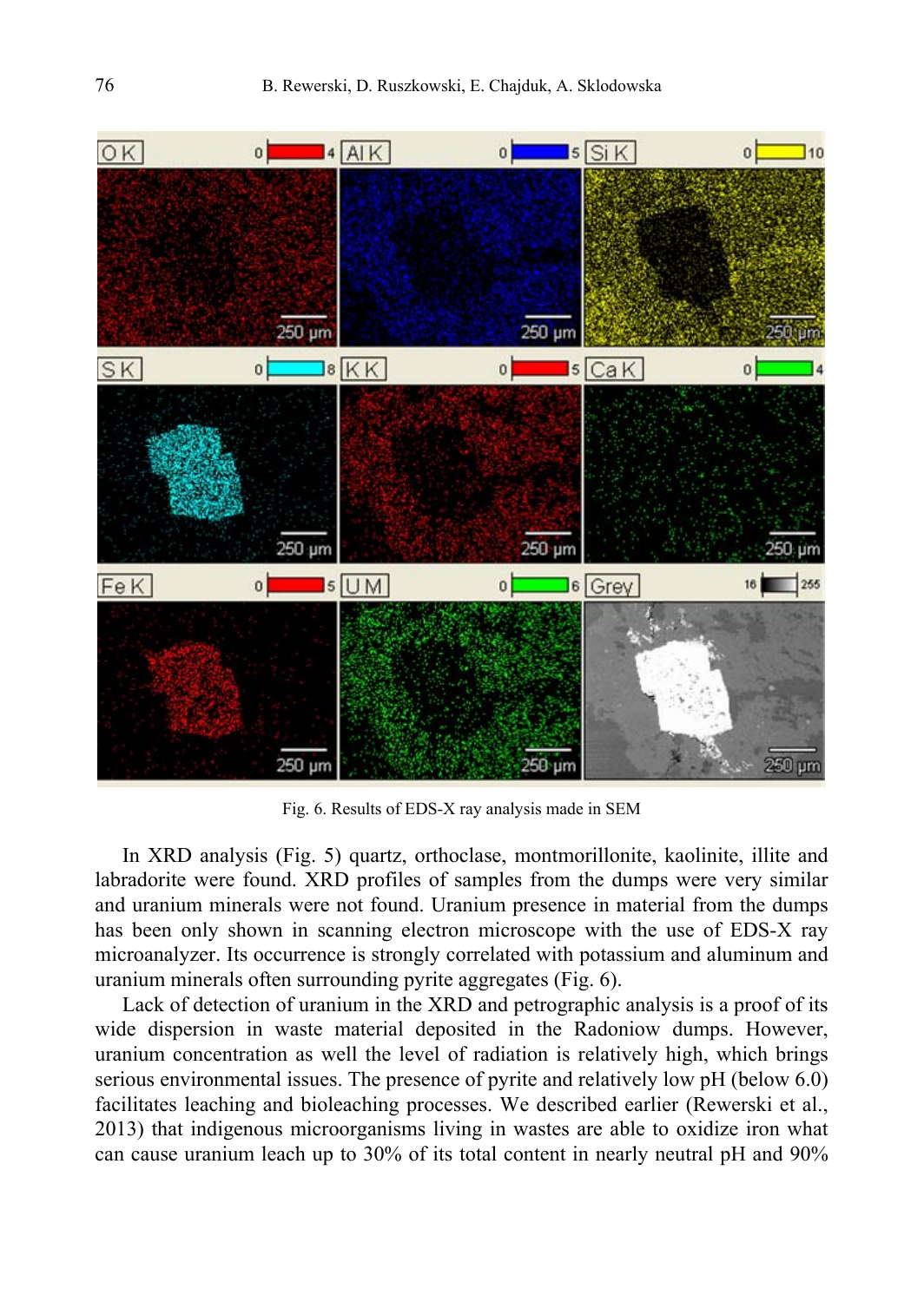Fig. 6. Results of EDS-X ray analysis made in SEM

In XRD analysis (Fig. 5) quartz, orthoclase, montmorillonite, kaolinite, illite and labradorite were found. XRD profiles of samples from the dumps were very similar and uranium minerals were not found. Uranium presence in material from the dumps has been only shown in scanning electron microscope with the use of EDS-X ray microanalyzer. Its occurrence is strongly correlated with potassium and aluminum and uranium minerals often surrounding pyrite aggregates (Fig. 6).

Lack of detection of uranium in the XRD and petrographic analysis is a proof of its wide dispersion in waste material deposited in the Radoniow dumps. However, uranium concentration as well the level of radiation is relatively high, which brings serious environmental issues. The presence of pyrite and relatively low pH (below 6.0) facilitates leaching and bioleaching processes. We described earlier (Rewerski et al., 2013) that indigenous microorganisms living in wastes are able to oxidize iron what can cause uranium leach up to 30% of its total content in nearly neutral pH and 90%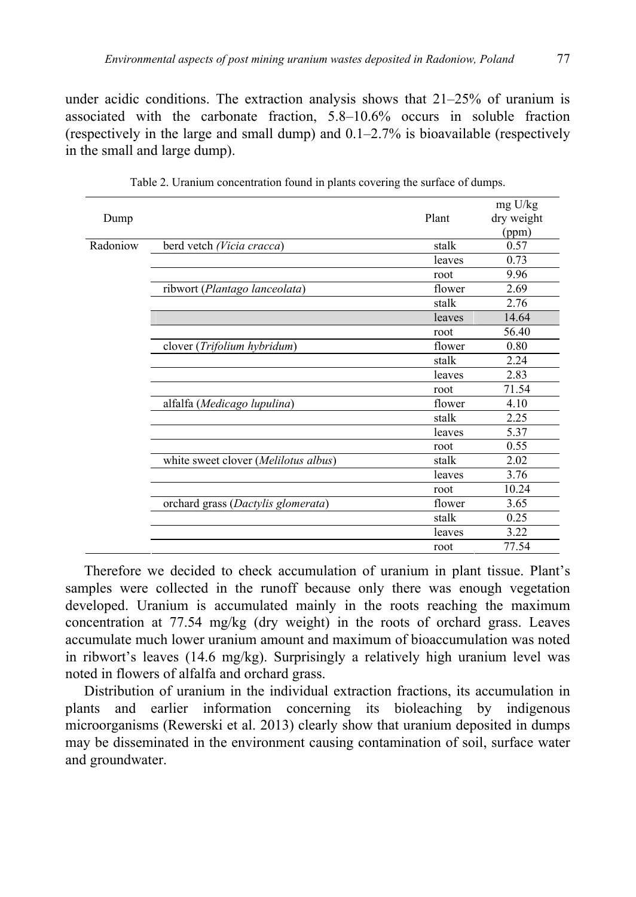under acidic conditions. The extraction analysis shows that 21–25% of uranium is associated with the carbonate fraction, 5.8–10.6% occurs in soluble fraction (respectively in the large and small dump) and 0.1–2.7% is bioavailable (respectively in the small and large dump).

Table 2. Uranium concentration found in plants covering the surface of dumps.

| Dump | | Plant | mg U/kg dry weight (ppm) |
|---|---|---|---|
| Radoniow | berd vetch *(Vicia cracca)* | stalk | 0.57 |
| | | leaves | 0.73 |
| | | root | 9.96 |
| | ribwort (*Plantago lanceolata*) | flower | 2.69 |
| | | stalk | 2.76 |
| | | leaves | 14.64 |
| | | root | 56.40 |
| | clover (*Trifolium hybridum*) | flower | 0.80 |
| | | stalk | 2.24 |
| | | leaves | 2.83 |
| | | root | 71.54 |
| | alfalfa (*Medicago lupulina*) | flower | 4.10 |
| | | stalk | 2.25 |
| | | leaves | 5.37 |
| | | root | 0.55 |
| | white sweet clover (*Melilotus albus*) | stalk | 2.02 |
| | | leaves | 3.76 |
| | | root | 10.24 |
| | orchard grass (*Dactylis glomerata*) | flower | 3.65 |
| | | stalk | 0.25 |
| | | leaves | 3.22 |
| | | root | 77.54 |

Therefore we decided to check accumulation of uranium in plant tissue. Plant's samples were collected in the runoff because only there was enough vegetation developed. Uranium is accumulated mainly in the roots reaching the maximum concentration at 77.54 mg/kg (dry weight) in the roots of orchard grass. Leaves accumulate much lower uranium amount and maximum of bioaccumulation was noted in ribwort's leaves (14.6 mg/kg). Surprisingly a relatively high uranium level was noted in flowers of alfalfa and orchard grass.

Distribution of uranium in the individual extraction fractions, its accumulation in plants and earlier information concerning its bioleaching by indigenous microorganisms (Rewerski et al. 2013) clearly show that uranium deposited in dumps may be disseminated in the environment causing contamination of soil, surface water and groundwater.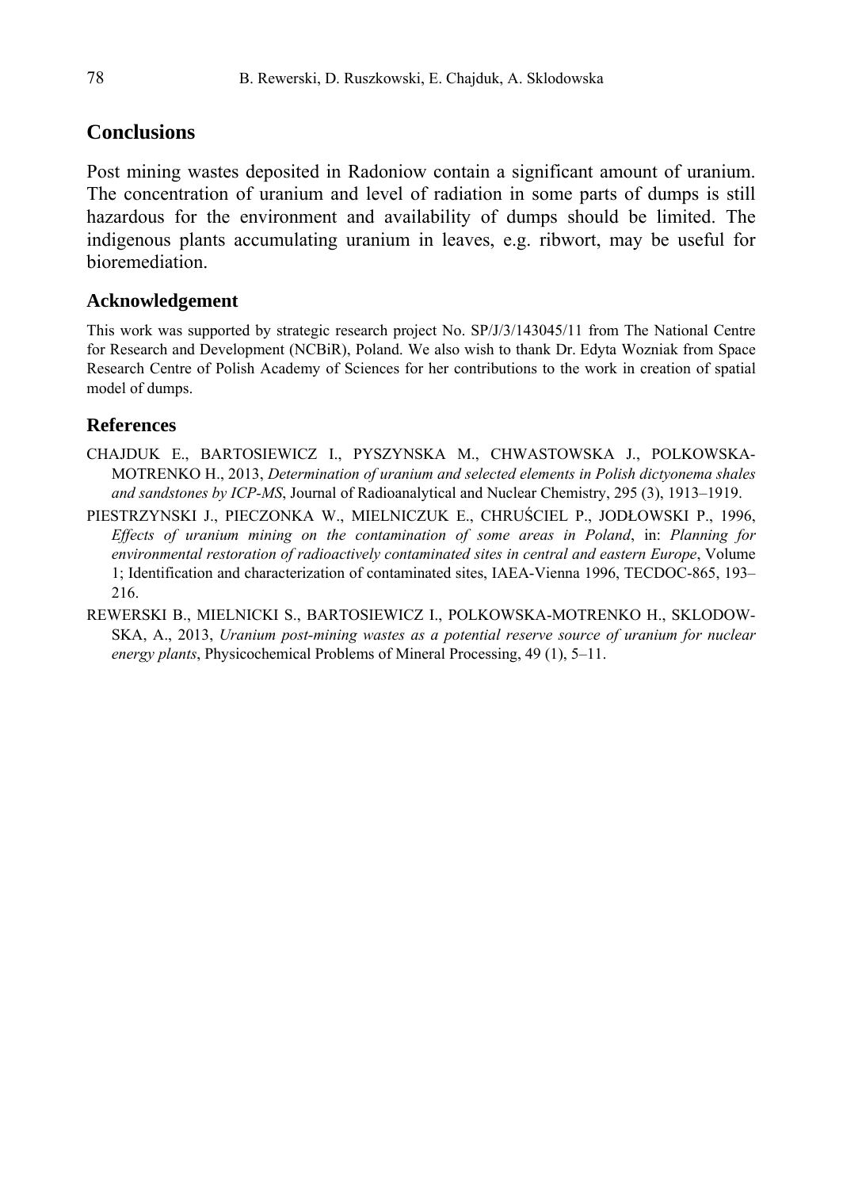## Conclusions

Post mining wastes deposited in Radoniow contain a significant amount of uranium. The concentration of uranium and level of radiation in some parts of dumps is still hazardous for the environment and availability of dumps should be limited. The indigenous plants accumulating uranium in leaves, e.g. ribwort, may be useful for bioremediation.

### Acknowledgement

This work was supported by strategic research project No. SP/J/3/143045/11 from The National Centre for Research and Development (NCBiR), Poland. We also wish to thank Dr. Edyta Wozniak from Space Research Centre of Polish Academy of Sciences for her contributions to the work in creation of spatial model of dumps.

### References

CHAJDUK E., BARTOSIEWICZ I., PYSZYNSKA M., CHWASTOWSKA J., POLKOWSKA-MOTRENKO H., 2013, *Determination of uranium and selected elements in Polish dictyonema shales and sandstones by ICP-MS*, Journal of Radioanalytical and Nuclear Chemistry, 295 (3), 1913–1919.

PIESTRZYNSKI J., PIECZONKA W., MIELNICZUK E., CHRUŚCIEL P., JODŁOWSKI P., 1996, *Effects of uranium mining on the contamination of some areas in Poland*, in: *Planning for environmental restoration of radioactively contaminated sites in central and eastern Europe*, Volume 1; Identification and characterization of contaminated sites, IAEA-Vienna 1996, TECDOC-865, 193–216.

REWERSKI B., MIELNICKI S., BARTOSIEWICZ I., POLKOWSKA-MOTRENKO H., SKLODOWSKA, A., 2013, *Uranium post-mining wastes as a potential reserve source of uranium for nuclear energy plants*, Physicochemical Problems of Mineral Processing, 49 (1), 5–11.